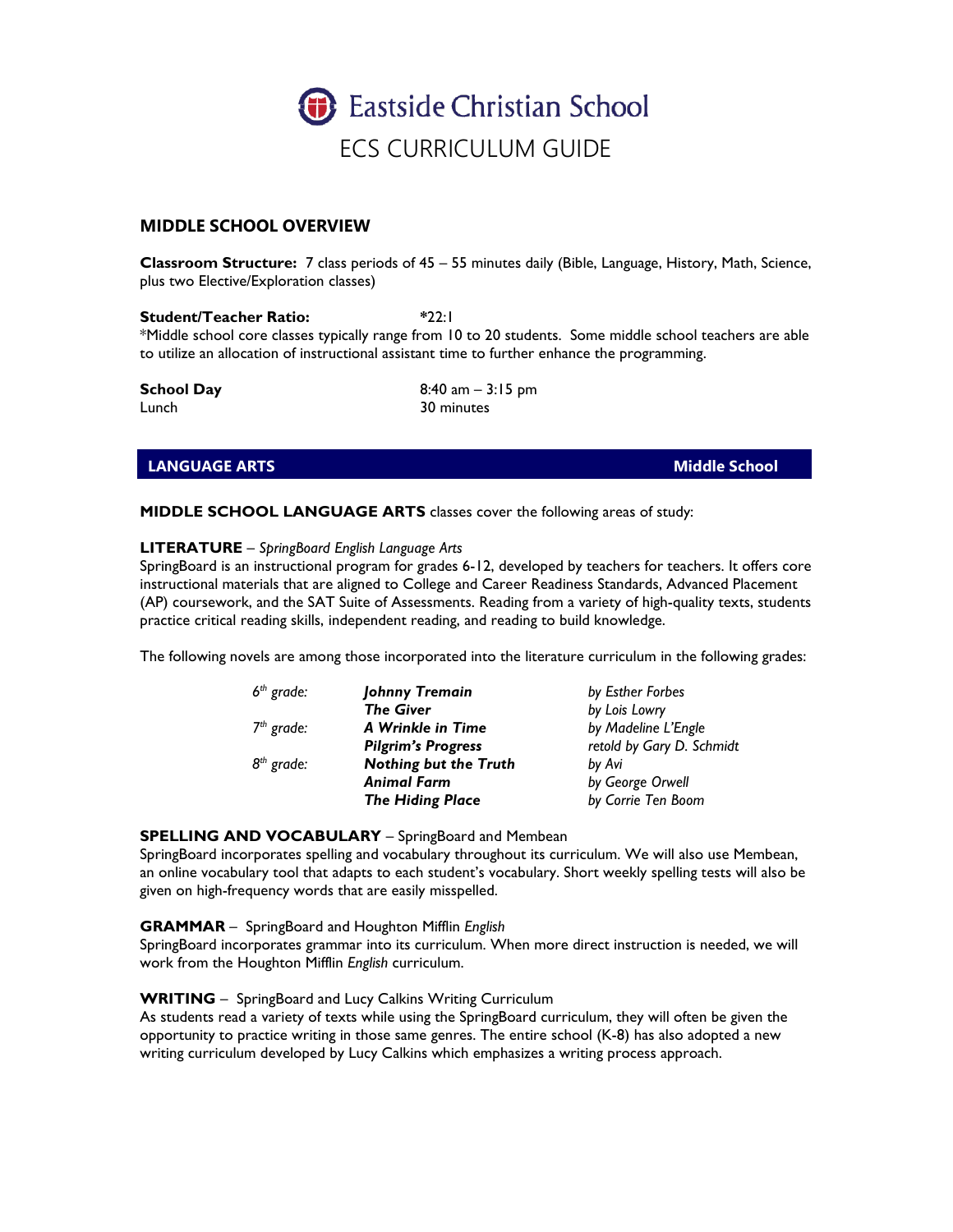# Eastside Christian School

## ECS CURRICULUM GUIDE

### MIDDLE SCHOOL OVERVIEW

**Classroom Structure:** 7 class periods of 45 – 55 minutes daily (Bible, Language, History, Math, Science, plus two Elective/Exploration classes)

**Student/Teacher Ratio:** *22:1
*Middle school core classes typically range from 10 to 20 students. Some middle school teachers are able to utilize an allocation of instructional assistant time to further enhance the programming.

| | |
|---|---|
| **School Day** | 8:40 am – 3:15 pm |
| Lunch | 30 minutes |

### LANGUAGE ARTS — Middle School

**MIDDLE SCHOOL LANGUAGE ARTS** classes cover the following areas of study:

**LITERATURE** – *SpringBoard English Language Arts*
SpringBoard is an instructional program for grades 6-12, developed by teachers for teachers. It offers core instructional materials that are aligned to College and Career Readiness Standards, Advanced Placement (AP) coursework, and the SAT Suite of Assessments. Reading from a variety of high-quality texts, students practice critical reading skills, independent reading, and reading to build knowledge.

The following novels are among those incorporated into the literature curriculum in the following grades:

| | | |
|---|---|---|
| *6th grade:* | ***Johnny Tremain*** | *by Esther Forbes* |
| | ***The Giver*** | *by Lois Lowry* |
| *7th grade:* | ***A Wrinkle in Time*** | *by Madeline L'Engle* |
| | ***Pilgrim's Progress*** | *retold by Gary D. Schmidt* |
| *8th grade:* | ***Nothing but the Truth*** | *by Avi* |
| | ***Animal Farm*** | *by George Orwell* |
| | ***The Hiding Place*** | *by Corrie Ten Boom* |

**SPELLING AND VOCABULARY** – SpringBoard and Membean
SpringBoard incorporates spelling and vocabulary throughout its curriculum. We will also use Membean, an online vocabulary tool that adapts to each student's vocabulary. Short weekly spelling tests will also be given on high-frequency words that are easily misspelled.

**GRAMMAR** – SpringBoard and Houghton Mifflin *English*
SpringBoard incorporates grammar into its curriculum. When more direct instruction is needed, we will work from the Houghton Mifflin *English* curriculum.

**WRITING** – SpringBoard and Lucy Calkins Writing Curriculum
As students read a variety of texts while using the SpringBoard curriculum, they will often be given the opportunity to practice writing in those same genres. The entire school (K-8) has also adopted a new writing curriculum developed by Lucy Calkins which emphasizes a writing process approach.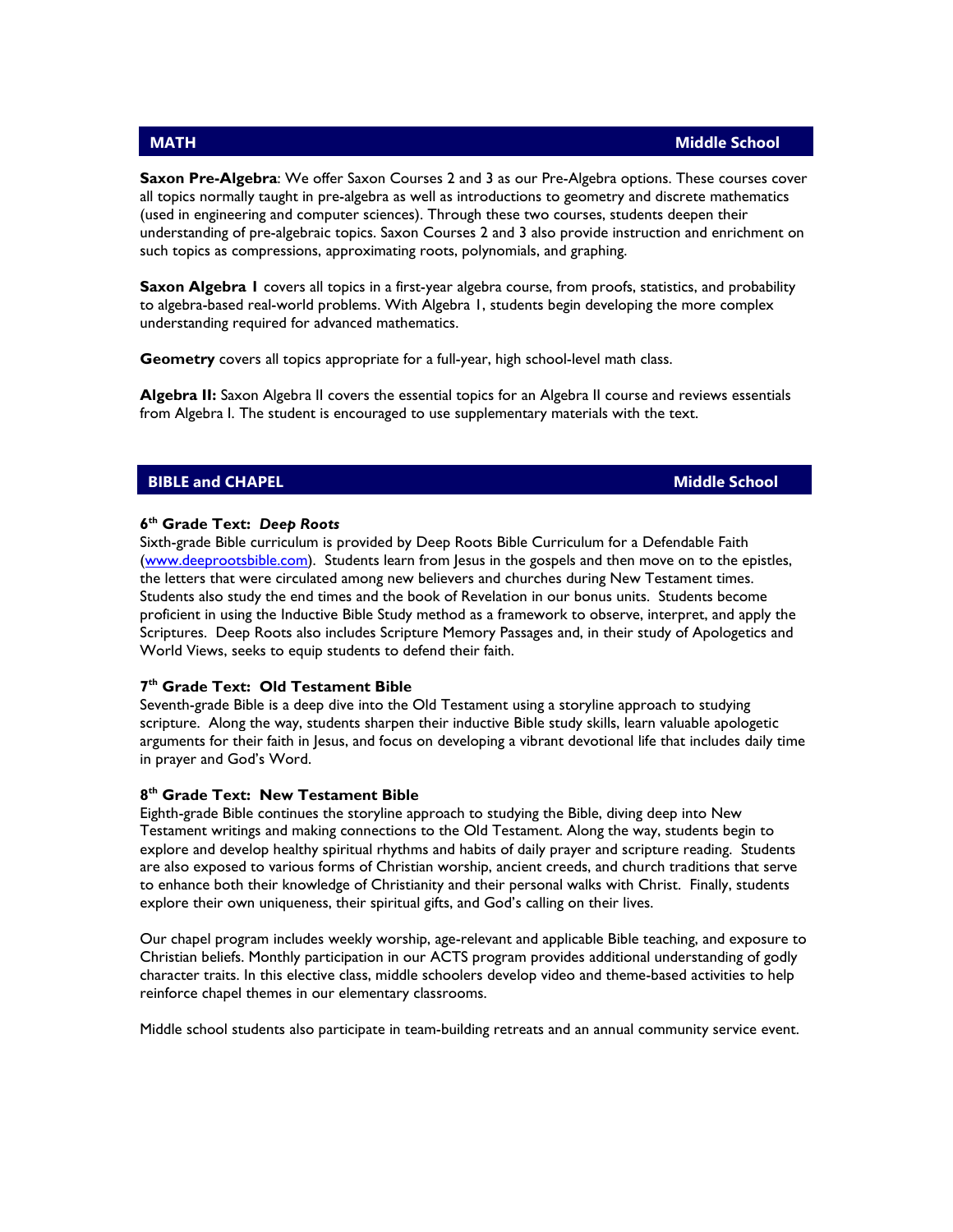## MATH — Middle School

**Saxon Pre-Algebra**: We offer Saxon Courses 2 and 3 as our Pre-Algebra options. These courses cover all topics normally taught in pre-algebra as well as introductions to geometry and discrete mathematics (used in engineering and computer sciences). Through these two courses, students deepen their understanding of pre-algebraic topics. Saxon Courses 2 and 3 also provide instruction and enrichment on such topics as compressions, approximating roots, polynomials, and graphing.

**Saxon Algebra I** covers all topics in a first-year algebra course, from proofs, statistics, and probability to algebra-based real-world problems. With Algebra 1, students begin developing the more complex understanding required for advanced mathematics.

**Geometry** covers all topics appropriate for a full-year, high school-level math class.

**Algebra II:** Saxon Algebra II covers the essential topics for an Algebra II course and reviews essentials from Algebra I. The student is encouraged to use supplementary materials with the text.

## BIBLE and CHAPEL — Middle School

### 6th Grade Text: *Deep Roots*

Sixth-grade Bible curriculum is provided by Deep Roots Bible Curriculum for a Defendable Faith (www.deeprootsbible.com). Students learn from Jesus in the gospels and then move on to the epistles, the letters that were circulated among new believers and churches during New Testament times. Students also study the end times and the book of Revelation in our bonus units. Students become proficient in using the Inductive Bible Study method as a framework to observe, interpret, and apply the Scriptures. Deep Roots also includes Scripture Memory Passages and, in their study of Apologetics and World Views, seeks to equip students to defend their faith.

### 7th Grade Text: Old Testament Bible

Seventh-grade Bible is a deep dive into the Old Testament using a storyline approach to studying scripture. Along the way, students sharpen their inductive Bible study skills, learn valuable apologetic arguments for their faith in Jesus, and focus on developing a vibrant devotional life that includes daily time in prayer and God's Word.

### 8th Grade Text: New Testament Bible

Eighth-grade Bible continues the storyline approach to studying the Bible, diving deep into New Testament writings and making connections to the Old Testament. Along the way, students begin to explore and develop healthy spiritual rhythms and habits of daily prayer and scripture reading. Students are also exposed to various forms of Christian worship, ancient creeds, and church traditions that serve to enhance both their knowledge of Christianity and their personal walks with Christ. Finally, students explore their own uniqueness, their spiritual gifts, and God's calling on their lives.

Our chapel program includes weekly worship, age-relevant and applicable Bible teaching, and exposure to Christian beliefs. Monthly participation in our ACTS program provides additional understanding of godly character traits. In this elective class, middle schoolers develop video and theme-based activities to help reinforce chapel themes in our elementary classrooms.

Middle school students also participate in team-building retreats and an annual community service event.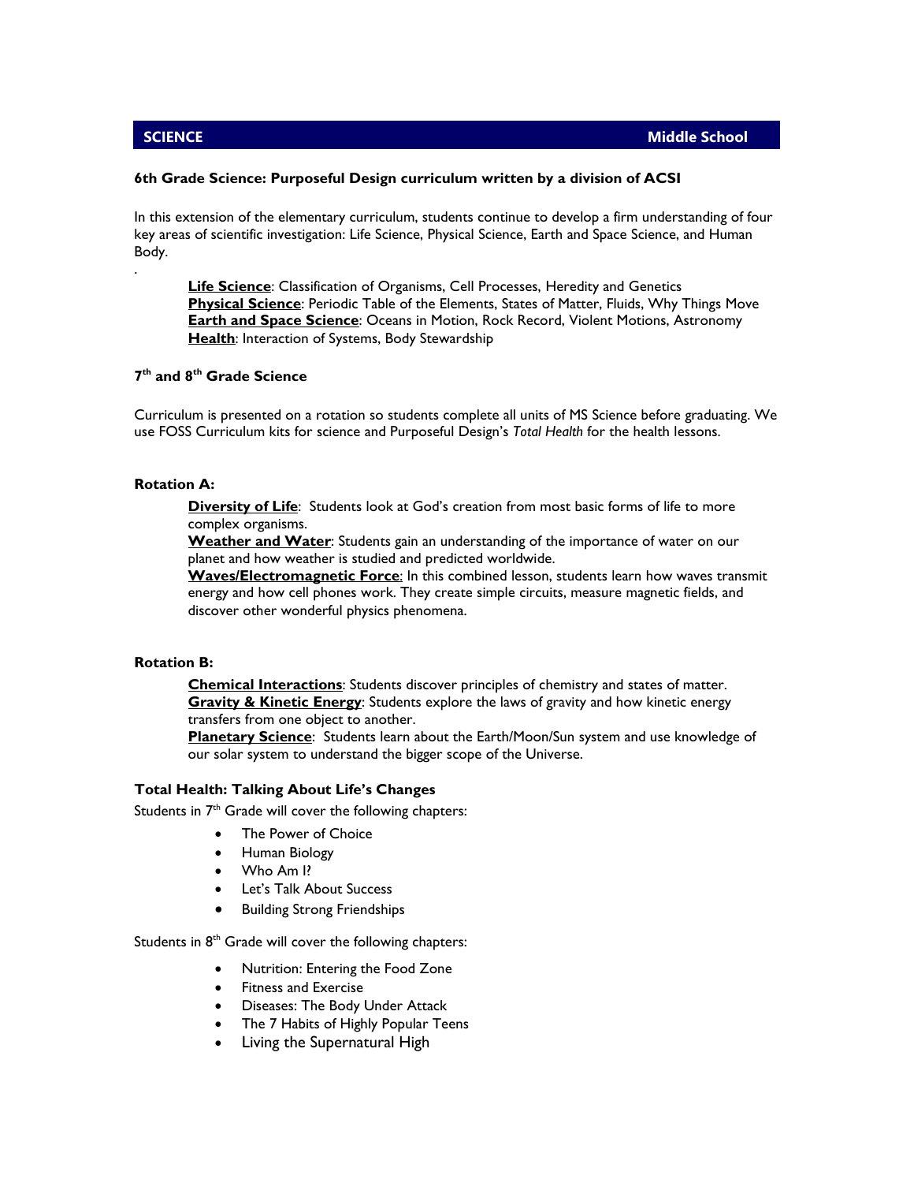## SCIENCE — Middle School

**6th Grade Science: Purposeful Design curriculum written by a division of ACSI**

In this extension of the elementary curriculum, students continue to develop a firm understanding of four key areas of scientific investigation: Life Science, Physical Science, Earth and Space Science, and Human Body.

.

**Life Science**: Classification of Organisms, Cell Processes, Heredity and Genetics
**Physical Science**: Periodic Table of the Elements, States of Matter, Fluids, Why Things Move
**Earth and Space Science**: Oceans in Motion, Rock Record, Violent Motions, Astronomy
**Health**: Interaction of Systems, Body Stewardship

**7th and 8th Grade Science**

Curriculum is presented on a rotation so students complete all units of MS Science before graduating. We use FOSS Curriculum kits for science and Purposeful Design's *Total Health* for the health lessons.

**Rotation A:**

**Diversity of Life**: Students look at God's creation from most basic forms of life to more complex organisms.
**Weather and Water**: Students gain an understanding of the importance of water on our planet and how weather is studied and predicted worldwide.
**Waves/Electromagnetic Force**: In this combined lesson, students learn how waves transmit energy and how cell phones work. They create simple circuits, measure magnetic fields, and discover other wonderful physics phenomena.

**Rotation B:**

**Chemical Interactions**: Students discover principles of chemistry and states of matter.
**Gravity & Kinetic Energy**: Students explore the laws of gravity and how kinetic energy transfers from one object to another.
**Planetary Science**: Students learn about the Earth/Moon/Sun system and use knowledge of our solar system to understand the bigger scope of the Universe.

**Total Health: Talking About Life's Changes**

Students in 7th Grade will cover the following chapters:

- The Power of Choice
- Human Biology
- Who Am I?
- Let's Talk About Success
- Building Strong Friendships

Students in 8th Grade will cover the following chapters:

- Nutrition: Entering the Food Zone
- Fitness and Exercise
- Diseases: The Body Under Attack
- The 7 Habits of Highly Popular Teens
- Living the Supernatural High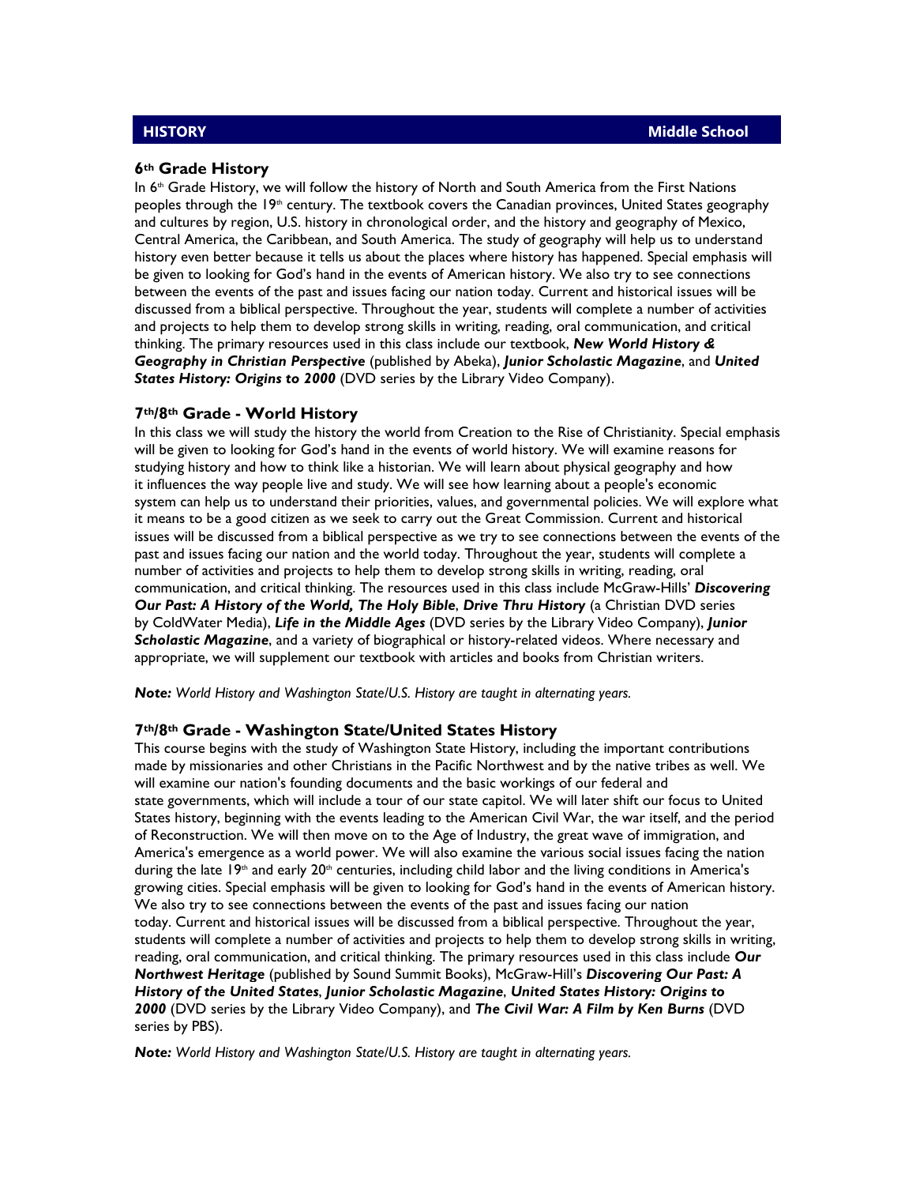## HISTORY — Middle School

### 6th Grade History

In 6th Grade History, we will follow the history of North and South America from the First Nations peoples through the 19th century. The textbook covers the Canadian provinces, United States geography and cultures by region, U.S. history in chronological order, and the history and geography of Mexico, Central America, the Caribbean, and South America. The study of geography will help us to understand history even better because it tells us about the places where history has happened. Special emphasis will be given to looking for God's hand in the events of American history. We also try to see connections between the events of the past and issues facing our nation today. Current and historical issues will be discussed from a biblical perspective. Throughout the year, students will complete a number of activities and projects to help them to develop strong skills in writing, reading, oral communication, and critical thinking. The primary resources used in this class include our textbook, ***New World History & Geography in Christian Perspective*** (published by Abeka), ***Junior Scholastic Magazine***, and ***United States History: Origins to 2000*** (DVD series by the Library Video Company).

### 7th/8th Grade - World History

In this class we will study the history the world from Creation to the Rise of Christianity. Special emphasis will be given to looking for God's hand in the events of world history. We will examine reasons for studying history and how to think like a historian. We will learn about physical geography and how it influences the way people live and study. We will see how learning about a people's economic system can help us to understand their priorities, values, and governmental policies. We will explore what it means to be a good citizen as we seek to carry out the Great Commission. Current and historical issues will be discussed from a biblical perspective as we try to see connections between the events of the past and issues facing our nation and the world today. Throughout the year, students will complete a number of activities and projects to help them to develop strong skills in writing, reading, oral communication, and critical thinking. The resources used in this class include McGraw-Hills' ***Discovering Our Past: A History of the World, The Holy Bible***, ***Drive Thru History*** (a Christian DVD series by ColdWater Media), ***Life in the Middle Ages*** (DVD series by the Library Video Company), ***Junior Scholastic Magazine***, and a variety of biographical or history-related videos. Where necessary and appropriate, we will supplement our textbook with articles and books from Christian writers.

***Note:*** *World History and Washington State/U.S. History are taught in alternating years.*

### 7th/8th Grade - Washington State/United States History

This course begins with the study of Washington State History, including the important contributions made by missionaries and other Christians in the Pacific Northwest and by the native tribes as well. We will examine our nation's founding documents and the basic workings of our federal and state governments, which will include a tour of our state capitol. We will later shift our focus to United States history, beginning with the events leading to the American Civil War, the war itself, and the period of Reconstruction. We will then move on to the Age of Industry, the great wave of immigration, and America's emergence as a world power. We will also examine the various social issues facing the nation during the late 19th and early 20th centuries, including child labor and the living conditions in America's growing cities. Special emphasis will be given to looking for God's hand in the events of American history. We also try to see connections between the events of the past and issues facing our nation today. Current and historical issues will be discussed from a biblical perspective. Throughout the year, students will complete a number of activities and projects to help them to develop strong skills in writing, reading, oral communication, and critical thinking. The primary resources used in this class include ***Our Northwest Heritage*** (published by Sound Summit Books), McGraw-Hill's ***Discovering Our Past: A History of the United States***, ***Junior Scholastic Magazine***, ***United States History: Origins to 2000*** (DVD series by the Library Video Company), and ***The Civil War: A Film by Ken Burns*** (DVD series by PBS).

***Note:*** *World History and Washington State/U.S. History are taught in alternating years.*